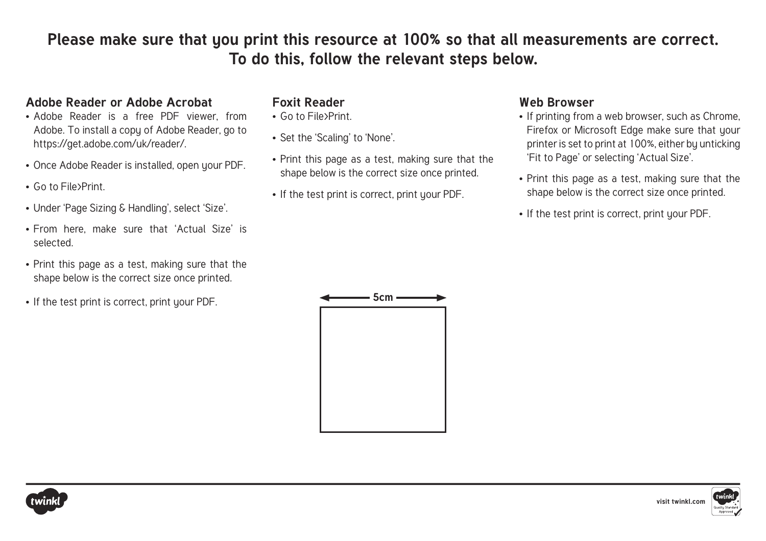**Please make sure that you print this resource at 100% so that all measurements are correct. To do this, follow the relevant steps below.**

### Adobe Reader or Adobe Acrobat

- Adobe Reader is a free PDF viewer, from Adobe. To install a copy of Adobe Reader, go to https://get.adobe.com/uk/reader/.
- Once Adobe Reader is installed, open your PDF.
- Go to File>Print.
- Under 'Page Sizing & Handling', select 'Size'.
- From here, make sure that 'Actual Size' is selected.
- Print this page as a test, making sure that the shape below is the correct size once printed.
- If the test print is correct, print your PDF.

### Foxit Reader

- Go to File>Print.
- Set the 'Scaling' to 'None'.
- Print this page as a test, making sure that the shape below is the correct size once printed.
- If the test print is correct, print your PDF.

### Web Browser

- If printing from a web browser, such as Chrome, Firefox or Microsoft Edge make sure that your printer is set to print at 100%, either by unticking 'Fit to Page' or selecting 'Actual Size'.
- Print this page as a test, making sure that the shape below is the correct size once printed.
- If the test print is correct, print your PDF.

5cm

visit twinkl.com